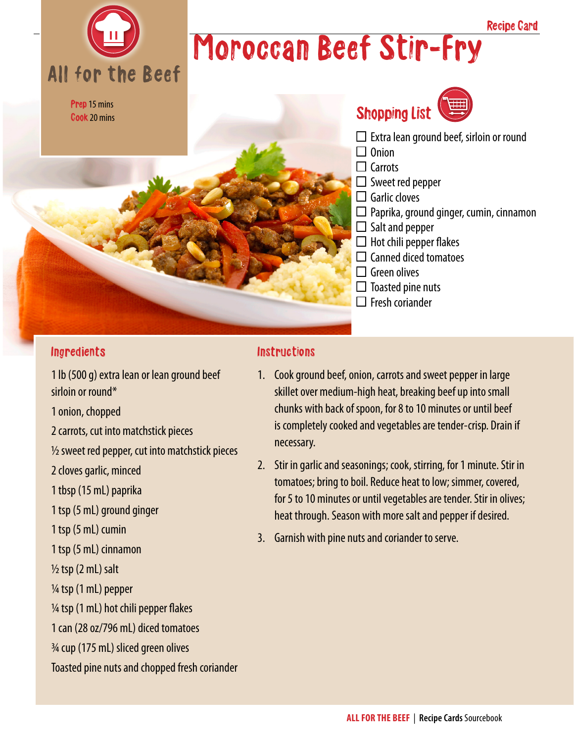Recipe Card

# Moroccan Beef Stir-Fry

All for the Beef

**Prep** 15 mins
**Cook** 20 mins

## Shopping List

- ☐ Extra lean ground beef, sirloin or round
- ☐ Onion
- ☐ Carrots
- ☐ Sweet red pepper
- ☐ Garlic cloves
- ☐ Paprika, ground ginger, cumin, cinnamon
- ☐ Salt and pepper
- ☐ Hot chili pepper flakes
- ☐ Canned diced tomatoes
- ☐ Green olives
- ☐ Toasted pine nuts
- ☐ Fresh coriander

## Ingredients

1 lb (500 g) extra lean or lean ground beef sirloin or round*

1 onion, chopped

2 carrots, cut into matchstick pieces

½ sweet red pepper, cut into matchstick pieces

2 cloves garlic, minced

1 tbsp (15 mL) paprika

1 tsp (5 mL) ground ginger

1 tsp (5 mL) cumin

1 tsp (5 mL) cinnamon

½ tsp (2 mL) salt

¼ tsp (1 mL) pepper

¼ tsp (1 mL) hot chili pepper flakes

1 can (28 oz/796 mL) diced tomatoes

¾ cup (175 mL) sliced green olives

Toasted pine nuts and chopped fresh coriander

## Instructions

1. Cook ground beef, onion, carrots and sweet pepper in large skillet over medium-high heat, breaking beef up into small chunks with back of spoon, for 8 to 10 minutes or until beef is completely cooked and vegetables are tender-crisp. Drain if necessary.
2. Stir in garlic and seasonings; cook, stirring, for 1 minute. Stir in tomatoes; bring to boil. Reduce heat to low; simmer, covered, for 5 to 10 minutes or until vegetables are tender. Stir in olives; heat through. Season with more salt and pepper if desired.
3. Garnish with pine nuts and coriander to serve.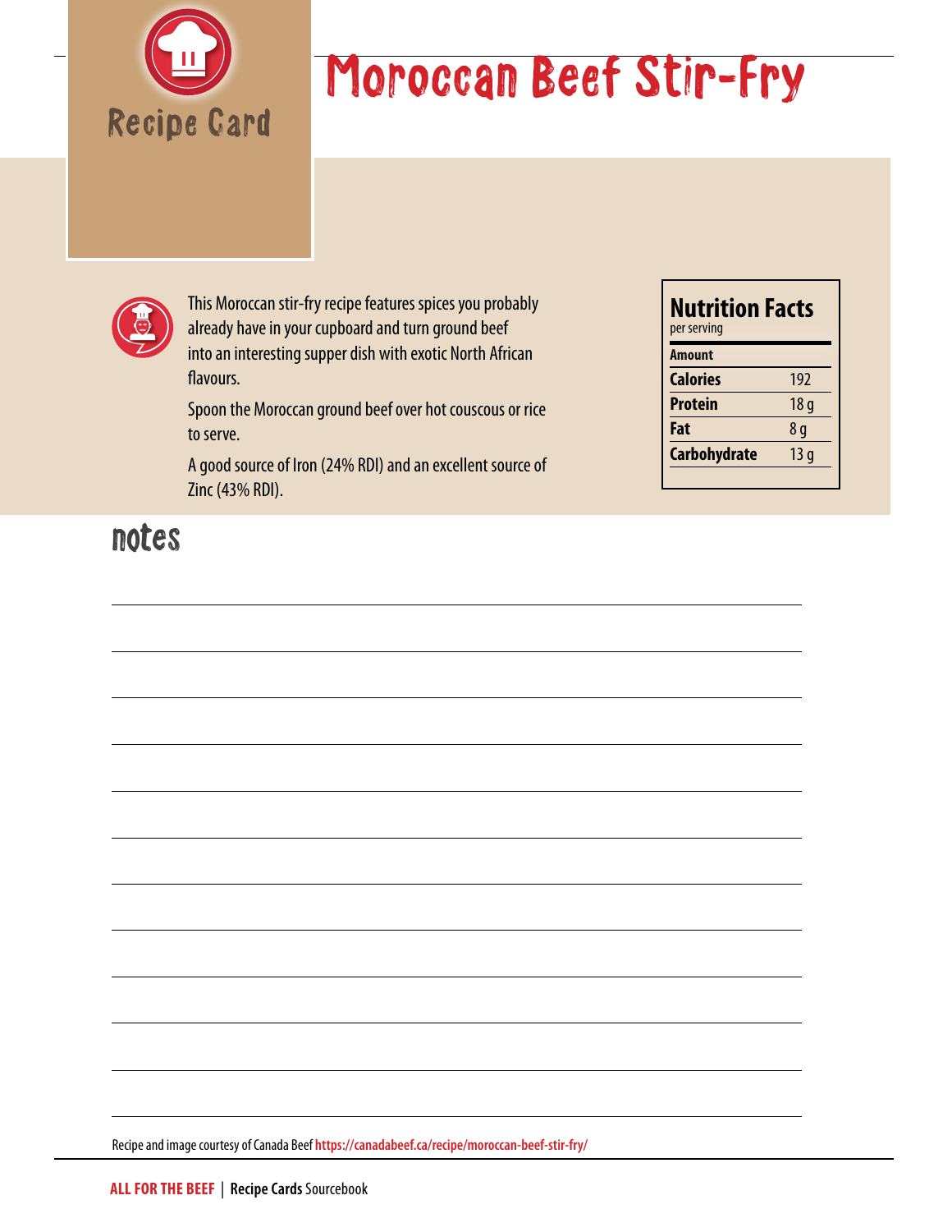Recipe Card

# Moroccan Beef Stir-Fry

This Moroccan stir-fry recipe features spices you probably already have in your cupboard and turn ground beef into an interesting supper dish with exotic North African flavours.

Spoon the Moroccan ground beef over hot couscous or rice to serve.

A good source of Iron (24% RDI) and an excellent source of Zinc (43% RDI).

**Nutrition Facts**
per serving

| **Amount** | |
|---|---|
| **Calories** | 192 |
| **Protein** | 18 g |
| **Fat** | 8 g |
| **Carbohydrate** | 13 g |

## notes

Recipe and image courtesy of Canada Beef https://canadabeef.ca/recipe/moroccan-beef-stir-fry/